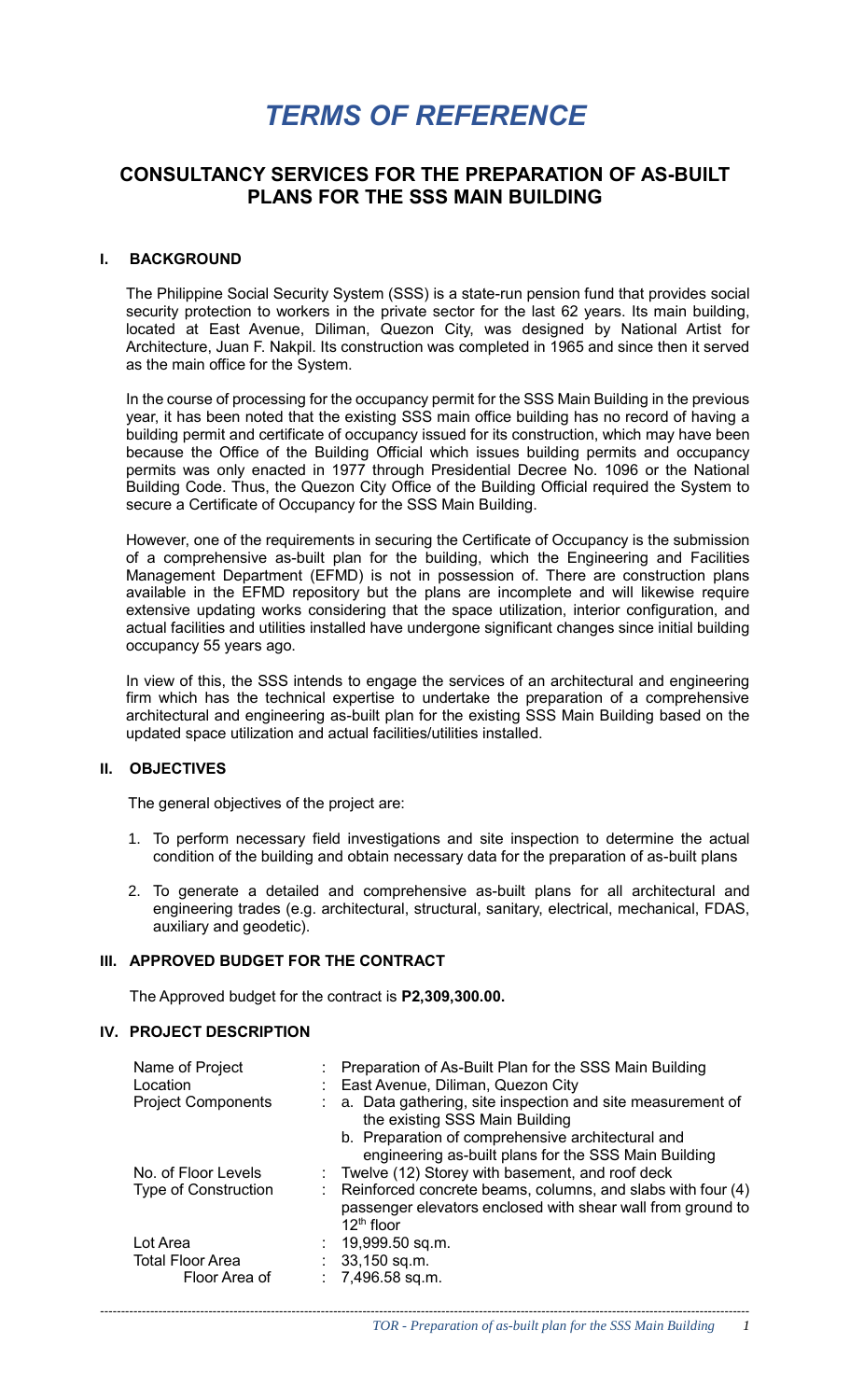# *TERMS OF REFERENCE*

## CONSULTANCY SERVICES FOR THE PREPARATION OF AS-BUILT PLANS FOR THE SSS MAIN BUILDING

### I. BACKGROUND

The Philippine Social Security System (SSS) is a state-run pension fund that provides social security protection to workers in the private sector for the last 62 years. Its main building, located at East Avenue, Diliman, Quezon City, was designed by National Artist for Architecture, Juan F. Nakpil. Its construction was completed in 1965 and since then it served as the main office for the System.

In the course of processing for the occupancy permit for the SSS Main Building in the previous year, it has been noted that the existing SSS main office building has no record of having a building permit and certificate of occupancy issued for its construction, which may have been because the Office of the Building Official which issues building permits and occupancy permits was only enacted in 1977 through Presidential Decree No. 1096 or the National Building Code. Thus, the Quezon City Office of the Building Official required the System to secure a Certificate of Occupancy for the SSS Main Building.

However, one of the requirements in securing the Certificate of Occupancy is the submission of a comprehensive as-built plan for the building, which the Engineering and Facilities Management Department (EFMD) is not in possession of. There are construction plans available in the EFMD repository but the plans are incomplete and will likewise require extensive updating works considering that the space utilization, interior configuration, and actual facilities and utilities installed have undergone significant changes since initial building occupancy 55 years ago.

In view of this, the SSS intends to engage the services of an architectural and engineering firm which has the technical expertise to undertake the preparation of a comprehensive architectural and engineering as-built plan for the existing SSS Main Building based on the updated space utilization and actual facilities/utilities installed.

### II. OBJECTIVES

The general objectives of the project are:

1. To perform necessary field investigations and site inspection to determine the actual condition of the building and obtain necessary data for the preparation of as-built plans
2. To generate a detailed and comprehensive as-built plans for all architectural and engineering trades (e.g. architectural, structural, sanitary, electrical, mechanical, FDAS, auxiliary and geodetic).

### III. APPROVED BUDGET FOR THE CONTRACT

The Approved budget for the contract is **P2,309,300.00.**

### IV. PROJECT DESCRIPTION

| | | |
|---|---|---|
| Name of Project | : | Preparation of As-Built Plan for the SSS Main Building |
| Location | : | East Avenue, Diliman, Quezon City |
| Project Components | : | a. Data gathering, site inspection and site measurement of the existing SSS Main Building<br>b. Preparation of comprehensive architectural and engineering as-built plans for the SSS Main Building |
| No. of Floor Levels | : | Twelve (12) Storey with basement, and roof deck |
| Type of Construction | : | Reinforced concrete beams, columns, and slabs with four (4) passenger elevators enclosed with shear wall from ground to 12th floor |
| Lot Area | : | 19,999.50 sq.m. |
| Total Floor Area | : | 33,150 sq.m. |
| Floor Area of | : | 7,496.58 sq.m. |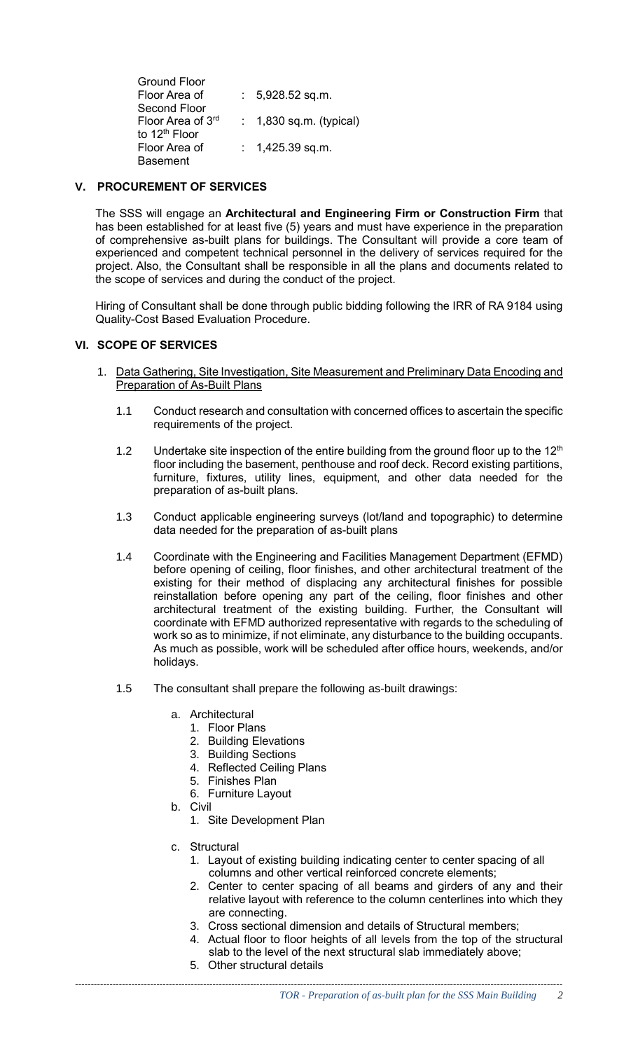| | | |
|---|---|---|
| Ground Floor Floor Area of Second Floor | : | 5,928.52 sq.m. |
| Floor Area of 3rd to 12th Floor | : | 1,830 sq.m. (typical) |
| Floor Area of Basement | : | 1,425.39 sq.m. |

## V. PROCUREMENT OF SERVICES

The SSS will engage an **Architectural and Engineering Firm or Construction Firm** that has been established for at least five (5) years and must have experience in the preparation of comprehensive as-built plans for buildings. The Consultant will provide a core team of experienced and competent technical personnel in the delivery of services required for the project. Also, the Consultant shall be responsible in all the plans and documents related to the scope of services and during the conduct of the project.

Hiring of Consultant shall be done through public bidding following the IRR of RA 9184 using Quality-Cost Based Evaluation Procedure.

## VI. SCOPE OF SERVICES

1. Data Gathering, Site Investigation, Site Measurement and Preliminary Data Encoding and Preparation of As-Built Plans

   1.1 Conduct research and consultation with concerned offices to ascertain the specific requirements of the project.

   1.2 Undertake site inspection of the entire building from the ground floor up to the 12th floor including the basement, penthouse and roof deck. Record existing partitions, furniture, fixtures, utility lines, equipment, and other data needed for the preparation of as-built plans.

   1.3 Conduct applicable engineering surveys (lot/land and topographic) to determine data needed for the preparation of as-built plans

   1.4 Coordinate with the Engineering and Facilities Management Department (EFMD) before opening of ceiling, floor finishes, and other architectural treatment of the existing for their method of displacing any architectural finishes for possible reinstallation before opening any part of the ceiling, floor finishes and other architectural treatment of the existing building. Further, the Consultant will coordinate with EFMD authorized representative with regards to the scheduling of work so as to minimize, if not eliminate, any disturbance to the building occupants. As much as possible, work will be scheduled after office hours, weekends, and/or holidays.

   1.5 The consultant shall prepare the following as-built drawings:

      a. Architectural
         1. Floor Plans
         2. Building Elevations
         3. Building Sections
         4. Reflected Ceiling Plans
         5. Finishes Plan
         6. Furniture Layout

      b. Civil
         1. Site Development Plan

      c. Structural
         1. Layout of existing building indicating center to center spacing of all columns and other vertical reinforced concrete elements;
         2. Center to center spacing of all beams and girders of any and their relative layout with reference to the column centerlines into which they are connecting.
         3. Cross sectional dimension and details of Structural members;
         4. Actual floor to floor heights of all levels from the top of the structural slab to the level of the next structural slab immediately above;
         5. Other structural details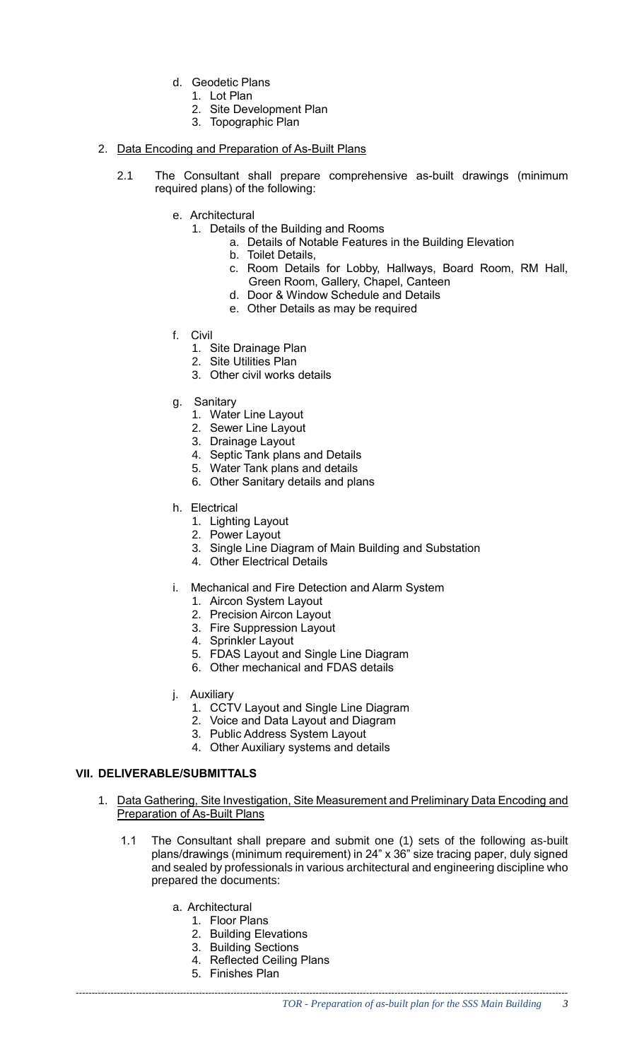d. Geodetic Plans
   1. Lot Plan
   2. Site Development Plan
   3. Topographic Plan

2. <u>Data Encoding and Preparation of As-Built Plans</u>

   2.1 The Consultant shall prepare comprehensive as-built drawings (minimum required plans) of the following:

   e. Architectural
      1. Details of the Building and Rooms
         a. Details of Notable Features in the Building Elevation
         b. Toilet Details,
         c. Room Details for Lobby, Hallways, Board Room, RM Hall, Green Room, Gallery, Chapel, Canteen
         d. Door & Window Schedule and Details
         e. Other Details as may be required

   f. Civil
      1. Site Drainage Plan
      2. Site Utilities Plan
      3. Other civil works details

   g. Sanitary
      1. Water Line Layout
      2. Sewer Line Layout
      3. Drainage Layout
      4. Septic Tank plans and Details
      5. Water Tank plans and details
      6. Other Sanitary details and plans

   h. Electrical
      1. Lighting Layout
      2. Power Layout
      3. Single Line Diagram of Main Building and Substation
      4. Other Electrical Details

   i. Mechanical and Fire Detection and Alarm System
      1. Aircon System Layout
      2. Precision Aircon Layout
      3. Fire Suppression Layout
      4. Sprinkler Layout
      5. FDAS Layout and Single Line Diagram
      6. Other mechanical and FDAS details

   j. Auxiliary
      1. CCTV Layout and Single Line Diagram
      2. Voice and Data Layout and Diagram
      3. Public Address System Layout
      4. Other Auxiliary systems and details

## VII. DELIVERABLE/SUBMITTALS

1. <u>Data Gathering, Site Investigation, Site Measurement and Preliminary Data Encoding and Preparation of As-Built Plans</u>

   1.1 The Consultant shall prepare and submit one (1) sets of the following as-built plans/drawings (minimum requirement) in 24" x 36" size tracing paper, duly signed and sealed by professionals in various architectural and engineering discipline who prepared the documents:

   a. Architectural
      1. Floor Plans
      2. Building Elevations
      3. Building Sections
      4. Reflected Ceiling Plans
      5. Finishes Plan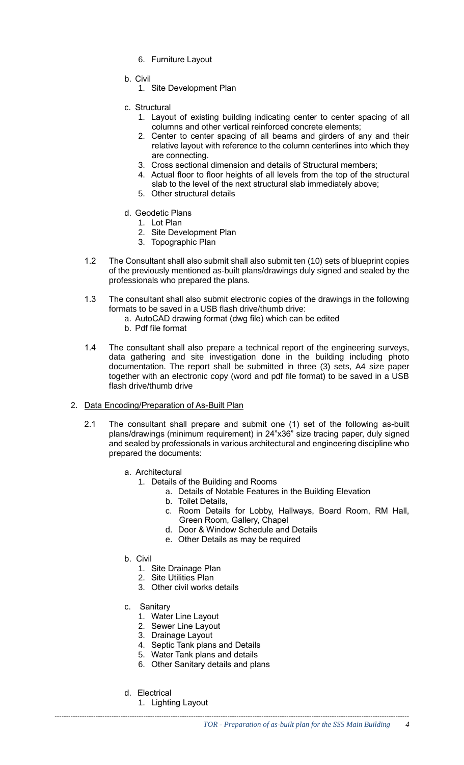6. Furniture Layout

b. Civil
   1. Site Development Plan

c. Structural
   1. Layout of existing building indicating center to center spacing of all columns and other vertical reinforced concrete elements;
   2. Center to center spacing of all beams and girders of any and their relative layout with reference to the column centerlines into which they are connecting.
   3. Cross sectional dimension and details of Structural members;
   4. Actual floor to floor heights of all levels from the top of the structural slab to the level of the next structural slab immediately above;
   5. Other structural details

d. Geodetic Plans
   1. Lot Plan
   2. Site Development Plan
   3. Topographic Plan

1.2 The Consultant shall also submit shall also submit ten (10) sets of blueprint copies of the previously mentioned as-built plans/drawings duly signed and sealed by the professionals who prepared the plans.

1.3 The consultant shall also submit electronic copies of the drawings in the following formats to be saved in a USB flash drive/thumb drive:
   a. AutoCAD drawing format (dwg file) which can be edited
   b. Pdf file format

1.4 The consultant shall also prepare a technical report of the engineering surveys, data gathering and site investigation done in the building including photo documentation. The report shall be submitted in three (3) sets, A4 size paper together with an electronic copy (word and pdf file format) to be saved in a USB flash drive/thumb drive

2. Data Encoding/Preparation of As-Built Plan

2.1 The consultant shall prepare and submit one (1) set of the following as-built plans/drawings (minimum requirement) in 24"x36" size tracing paper, duly signed and sealed by professionals in various architectural and engineering discipline who prepared the documents:

a. Architectural
   1. Details of the Building and Rooms
      a. Details of Notable Features in the Building Elevation
      b. Toilet Details,
      c. Room Details for Lobby, Hallways, Board Room, RM Hall, Green Room, Gallery, Chapel
      d. Door & Window Schedule and Details
      e. Other Details as may be required

b. Civil
   1. Site Drainage Plan
   2. Site Utilities Plan
   3. Other civil works details

c. Sanitary
   1. Water Line Layout
   2. Sewer Line Layout
   3. Drainage Layout
   4. Septic Tank plans and Details
   5. Water Tank plans and details
   6. Other Sanitary details and plans

d. Electrical
   1. Lighting Layout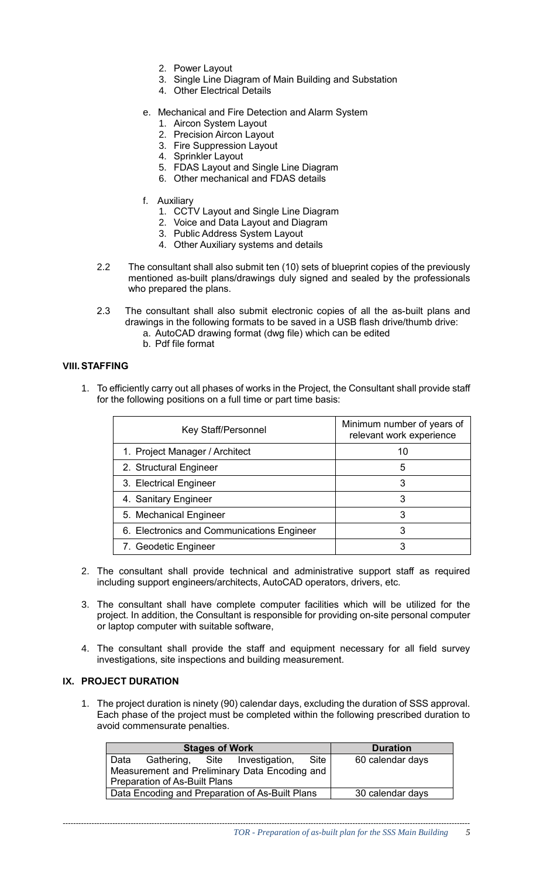2. Power Layout
3. Single Line Diagram of Main Building and Substation
4. Other Electrical Details

e. Mechanical and Fire Detection and Alarm System
   1. Aircon System Layout
   2. Precision Aircon Layout
   3. Fire Suppression Layout
   4. Sprinkler Layout
   5. FDAS Layout and Single Line Diagram
   6. Other mechanical and FDAS details

f. Auxiliary
   1. CCTV Layout and Single Line Diagram
   2. Voice and Data Layout and Diagram
   3. Public Address System Layout
   4. Other Auxiliary systems and details

2.2 The consultant shall also submit ten (10) sets of blueprint copies of the previously mentioned as-built plans/drawings duly signed and sealed by the professionals who prepared the plans.

2.3 The consultant shall also submit electronic copies of all the as-built plans and drawings in the following formats to be saved in a USB flash drive/thumb drive:
   a. AutoCAD drawing format (dwg file) which can be edited
   b. Pdf file format

## VIII. STAFFING

1. To efficiently carry out all phases of works in the Project, the Consultant shall provide staff for the following positions on a full time or part time basis:

| Key Staff/Personnel | Minimum number of years of relevant work experience |
|---|---|
| 1. Project Manager / Architect | 10 |
| 2. Structural Engineer | 5 |
| 3. Electrical Engineer | 3 |
| 4. Sanitary Engineer | 3 |
| 5. Mechanical Engineer | 3 |
| 6. Electronics and Communications Engineer | 3 |
| 7. Geodetic Engineer | 3 |

2. The consultant shall provide technical and administrative support staff as required including support engineers/architects, AutoCAD operators, drivers, etc.

3. The consultant shall have complete computer facilities which will be utilized for the project. In addition, the Consultant is responsible for providing on-site personal computer or laptop computer with suitable software,

4. The consultant shall provide the staff and equipment necessary for all field survey investigations, site inspections and building measurement.

## IX. PROJECT DURATION

1. The project duration is ninety (90) calendar days, excluding the duration of SSS approval. Each phase of the project must be completed within the following prescribed duration to avoid commensurate penalties.

| Stages of Work | Duration |
|---|---|
| Data Gathering, Site Investigation, Site Measurement and Preliminary Data Encoding and Preparation of As-Built Plans | 60 calendar days |
| Data Encoding and Preparation of As-Built Plans | 30 calendar days |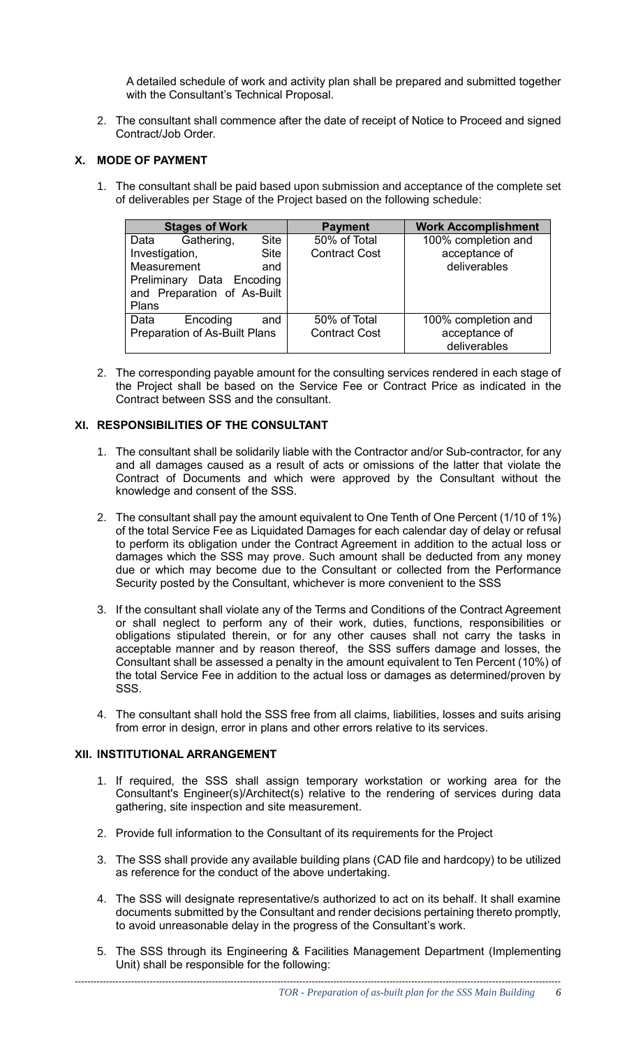A detailed schedule of work and activity plan shall be prepared and submitted together with the Consultant's Technical Proposal.

2. The consultant shall commence after the date of receipt of Notice to Proceed and signed Contract/Job Order.

## X. MODE OF PAYMENT

1. The consultant shall be paid based upon submission and acceptance of the complete set of deliverables per Stage of the Project based on the following schedule:

| Stages of Work | Payment | Work Accomplishment |
|---|---|---|
| Data Gathering, Site Investigation, Site Measurement and Preliminary Data Encoding and Preparation of As-Built Plans | 50% of Total Contract Cost | 100% completion and acceptance of deliverables |
| Data Encoding and Preparation of As-Built Plans | 50% of Total Contract Cost | 100% completion and acceptance of deliverables |

2. The corresponding payable amount for the consulting services rendered in each stage of the Project shall be based on the Service Fee or Contract Price as indicated in the Contract between SSS and the consultant.

## XI. RESPONSIBILITIES OF THE CONSULTANT

1. The consultant shall be solidarily liable with the Contractor and/or Sub-contractor, for any and all damages caused as a result of acts or omissions of the latter that violate the Contract of Documents and which were approved by the Consultant without the knowledge and consent of the SSS.

2. The consultant shall pay the amount equivalent to One Tenth of One Percent (1/10 of 1%) of the total Service Fee as Liquidated Damages for each calendar day of delay or refusal to perform its obligation under the Contract Agreement in addition to the actual loss or damages which the SSS may prove. Such amount shall be deducted from any money due or which may become due to the Consultant or collected from the Performance Security posted by the Consultant, whichever is more convenient to the SSS

3. If the consultant shall violate any of the Terms and Conditions of the Contract Agreement or shall neglect to perform any of their work, duties, functions, responsibilities or obligations stipulated therein, or for any other causes shall not carry the tasks in acceptable manner and by reason thereof, the SSS suffers damage and losses, the Consultant shall be assessed a penalty in the amount equivalent to Ten Percent (10%) of the total Service Fee in addition to the actual loss or damages as determined/proven by SSS.

4. The consultant shall hold the SSS free from all claims, liabilities, losses and suits arising from error in design, error in plans and other errors relative to its services.

## XII. INSTITUTIONAL ARRANGEMENT

1. If required, the SSS shall assign temporary workstation or working area for the Consultant's Engineer(s)/Architect(s) relative to the rendering of services during data gathering, site inspection and site measurement.

2. Provide full information to the Consultant of its requirements for the Project

3. The SSS shall provide any available building plans (CAD file and hardcopy) to be utilized as reference for the conduct of the above undertaking.

4. The SSS will designate representative/s authorized to act on its behalf. It shall examine documents submitted by the Consultant and render decisions pertaining thereto promptly, to avoid unreasonable delay in the progress of the Consultant's work.

5. The SSS through its Engineering & Facilities Management Department (Implementing Unit) shall be responsible for the following: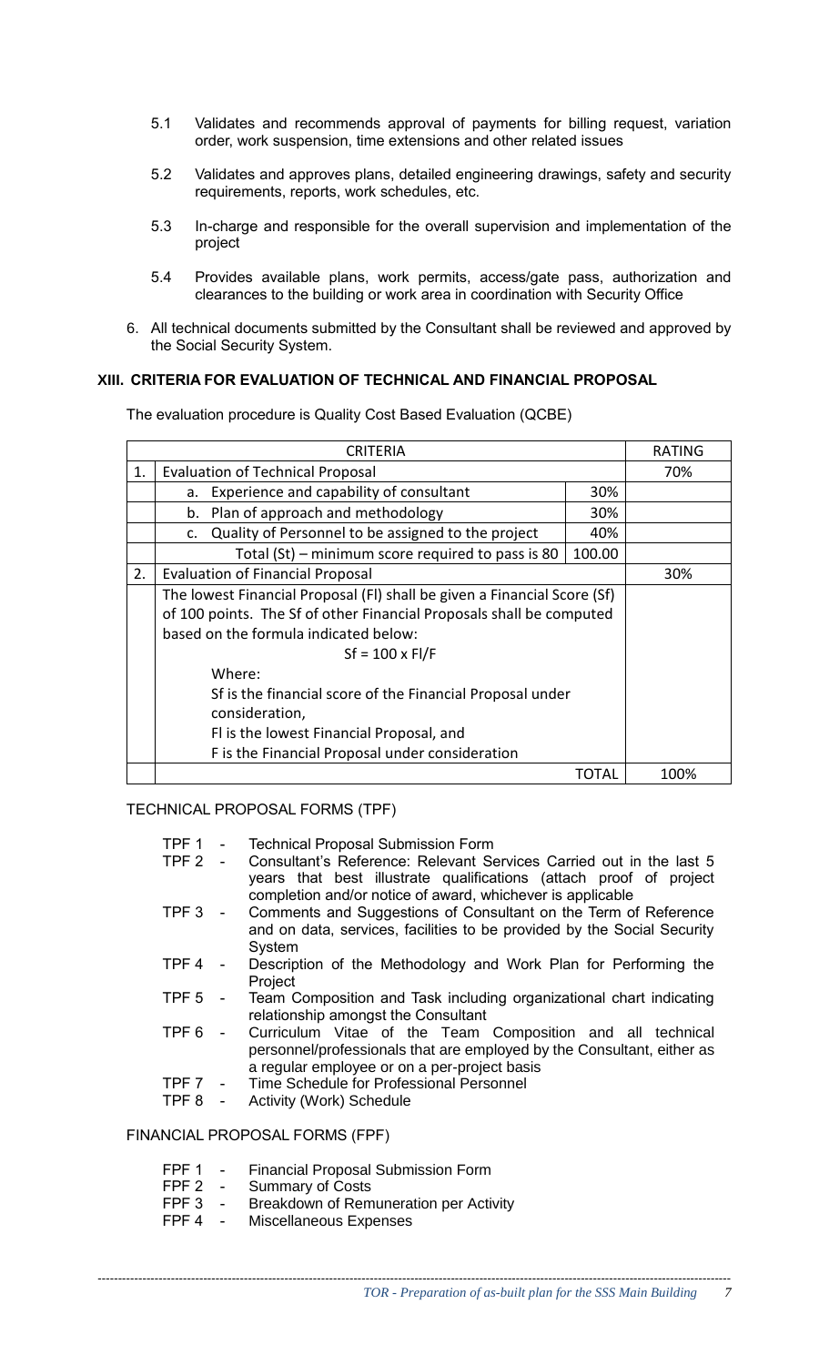5.1 Validates and recommends approval of payments for billing request, variation order, work suspension, time extensions and other related issues

5.2 Validates and approves plans, detailed engineering drawings, safety and security requirements, reports, work schedules, etc.

5.3 In-charge and responsible for the overall supervision and implementation of the project

5.4 Provides available plans, work permits, access/gate pass, authorization and clearances to the building or work area in coordination with Security Office

6. All technical documents submitted by the Consultant shall be reviewed and approved by the Social Security System.

## XIII. CRITERIA FOR EVALUATION OF TECHNICAL AND FINANCIAL PROPOSAL

The evaluation procedure is Quality Cost Based Evaluation (QCBE)

| | CRITERIA | | RATING |
|---|---|---|---|
| 1. | Evaluation of Technical Proposal | | 70% |
| | a. Experience and capability of consultant | 30% | |
| | b. Plan of approach and methodology | 30% | |
| | c. Quality of Personnel to be assigned to the project | 40% | |
| | Total (St) – minimum score required to pass is 80 | 100.00 | |
| 2. | Evaluation of Financial Proposal | | 30% |
| | The lowest Financial Proposal (Fl) shall be given a Financial Score (Sf) of 100 points. The Sf of other Financial Proposals shall be computed based on the formula indicated below:<br>$Sf = 100 \times Fl/F$<br>Where:<br>Sf is the financial score of the Financial Proposal under consideration,<br>Fl is the lowest Financial Proposal, and<br>F is the Financial Proposal under consideration | | |
| | | TOTAL | 100% |

TECHNICAL PROPOSAL FORMS (TPF)

- TPF 1 - Technical Proposal Submission Form
- TPF 2 - Consultant's Reference: Relevant Services Carried out in the last 5 years that best illustrate qualifications (attach proof of project completion and/or notice of award, whichever is applicable
- TPF 3 - Comments and Suggestions of Consultant on the Term of Reference and on data, services, facilities to be provided by the Social Security System
- TPF 4 - Description of the Methodology and Work Plan for Performing the Project
- TPF 5 - Team Composition and Task including organizational chart indicating relationship amongst the Consultant
- TPF 6 - Curriculum Vitae of the Team Composition and all technical personnel/professionals that are employed by the Consultant, either as a regular employee or on a per-project basis
- TPF 7 - Time Schedule for Professional Personnel
- TPF 8 - Activity (Work) Schedule

FINANCIAL PROPOSAL FORMS (FPF)

- FPF 1 - Financial Proposal Submission Form
- FPF 2 - Summary of Costs
- FPF 3 - Breakdown of Remuneration per Activity
- FPF 4 - Miscellaneous Expenses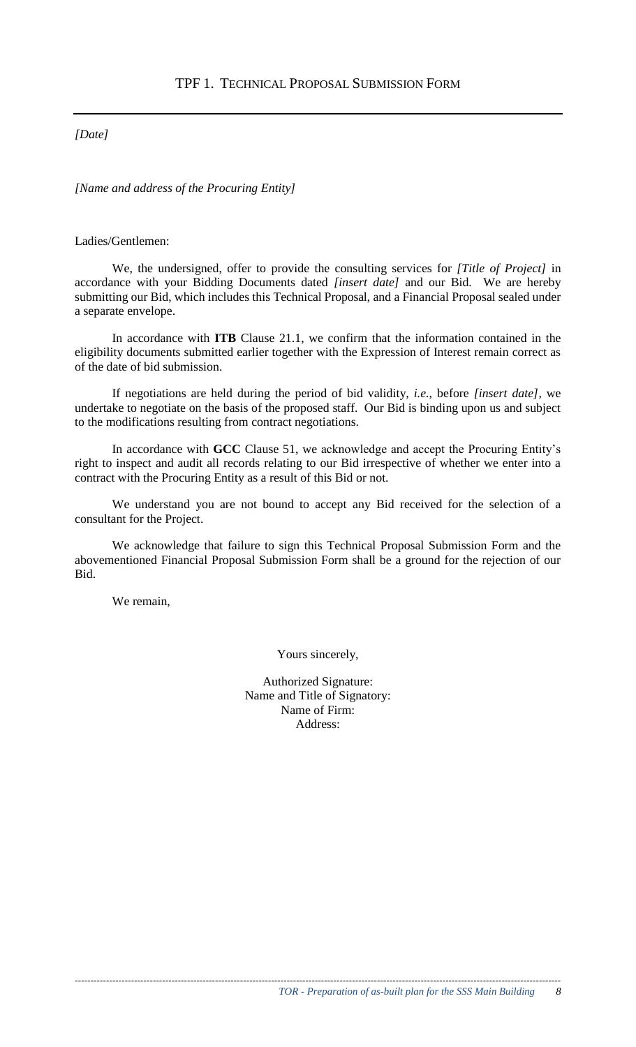## TPF 1. Technical Proposal Submission Form

*[Date]*

*[Name and address of the Procuring Entity]*

Ladies/Gentlemen:

We, the undersigned, offer to provide the consulting services for *[Title of Project]* in accordance with your Bidding Documents dated *[insert date]* and our Bid. We are hereby submitting our Bid, which includes this Technical Proposal, and a Financial Proposal sealed under a separate envelope.

In accordance with **ITB** Clause 21.1, we confirm that the information contained in the eligibility documents submitted earlier together with the Expression of Interest remain correct as of the date of bid submission.

If negotiations are held during the period of bid validity, *i.e.*, before *[insert date]*, we undertake to negotiate on the basis of the proposed staff. Our Bid is binding upon us and subject to the modifications resulting from contract negotiations.

In accordance with **GCC** Clause 51, we acknowledge and accept the Procuring Entity's right to inspect and audit all records relating to our Bid irrespective of whether we enter into a contract with the Procuring Entity as a result of this Bid or not.

We understand you are not bound to accept any Bid received for the selection of a consultant for the Project.

We acknowledge that failure to sign this Technical Proposal Submission Form and the abovementioned Financial Proposal Submission Form shall be a ground for the rejection of our Bid.

We remain,

Yours sincerely,

Authorized Signature:
Name and Title of Signatory:
Name of Firm:
Address: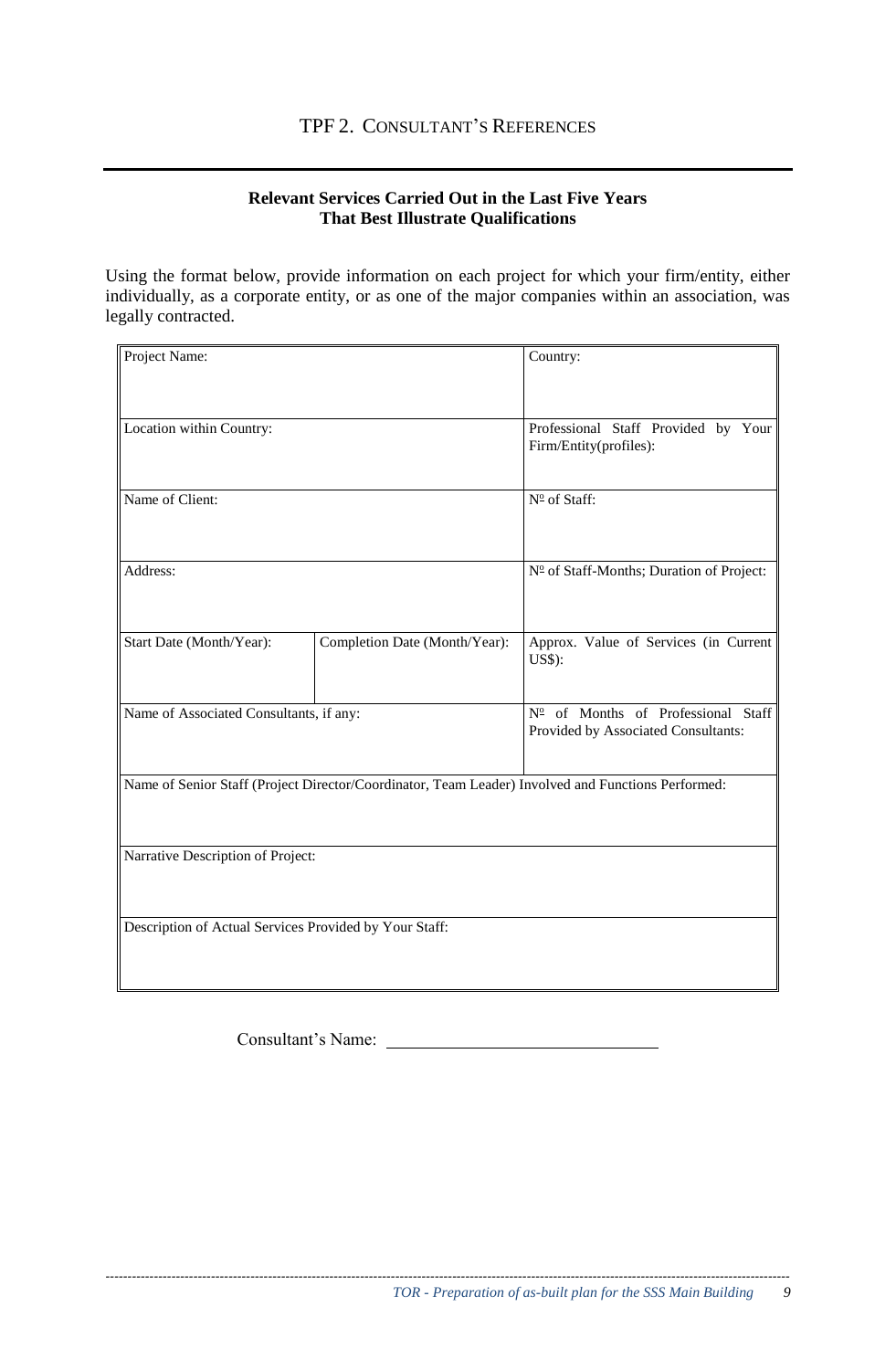# TPF 2. CONSULTANT'S REFERENCES

**Relevant Services Carried Out in the Last Five Years That Best Illustrate Qualifications**

Using the format below, provide information on each project for which your firm/entity, either individually, as a corporate entity, or as one of the major companies within an association, was legally contracted.

| Project Name: | | Country: |
|---|---|---|
| Location within Country: | | Professional Staff Provided by Your Firm/Entity(profiles): |
| Name of Client: | | Nº of Staff: |
| Address: | | Nº of Staff-Months; Duration of Project: |
| Start Date (Month/Year): | Completion Date (Month/Year): | Approx. Value of Services (in Current US$): |
| Name of Associated Consultants, if any: | | Nº of Months of Professional Staff Provided by Associated Consultants: |
| Name of Senior Staff (Project Director/Coordinator, Team Leader) Involved and Functions Performed: | | |
| Narrative Description of Project: | | |
| Description of Actual Services Provided by Your Staff: | | |

Consultant's Name: ______________________________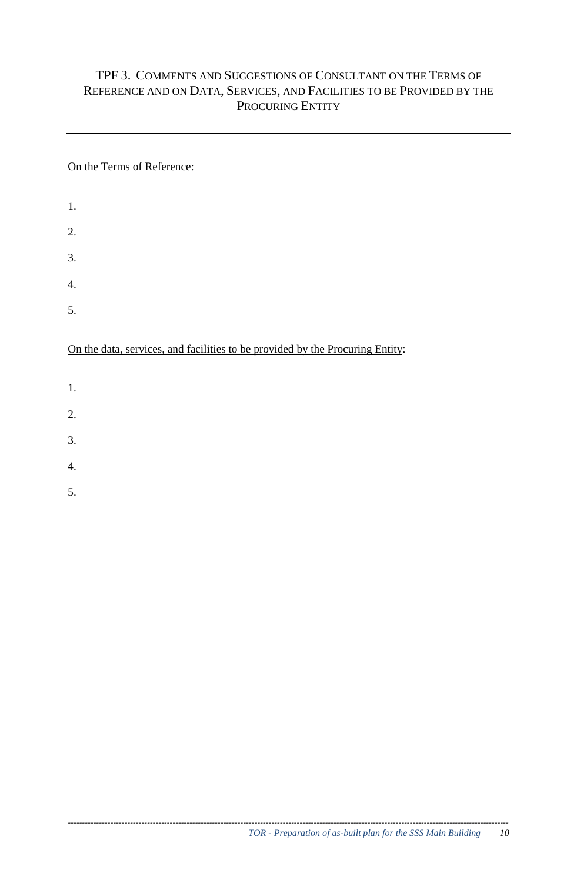## TPF 3. Comments and Suggestions of Consultant on the Terms of Reference and on Data, Services, and Facilities to be Provided by the Procuring Entity

On the Terms of Reference:

1.
2.
3.
4.
5.

On the data, services, and facilities to be provided by the Procuring Entity:

1.
2.
3.
4.
5.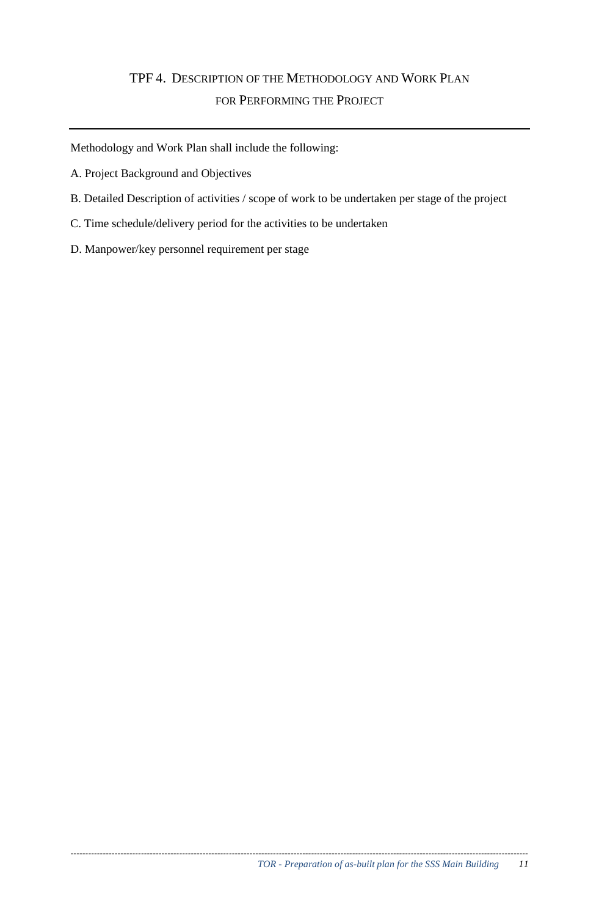# TPF 4. Description of the Methodology and Work Plan for Performing the Project

Methodology and Work Plan shall include the following:

A. Project Background and Objectives

B. Detailed Description of activities / scope of work to be undertaken per stage of the project

C. Time schedule/delivery period for the activities to be undertaken

D. Manpower/key personnel requirement per stage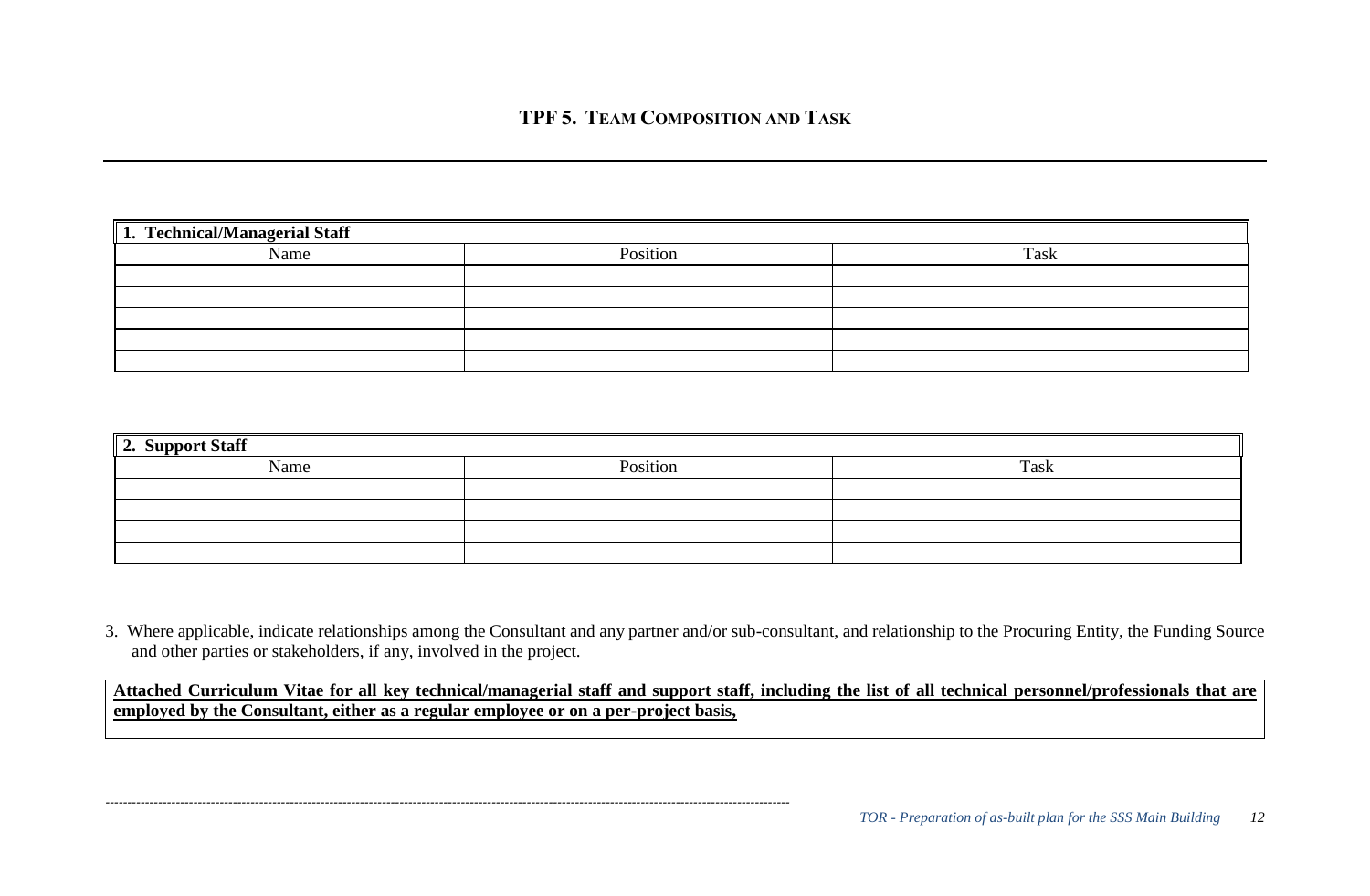## TPF 5. TEAM COMPOSITION AND TASK

| 1. Technical/Managerial Staff | | |
|---|---|---|
| Name | Position | Task |
| | | |
| | | |
| | | |
| | | |
| | | |

| 2. Support Staff | | |
|---|---|---|
| Name | Position | Task |
| | | |
| | | |
| | | |
| | | |

3. Where applicable, indicate relationships among the Consultant and any partner and/or sub-consultant, and relationship to the Procuring Entity, the Funding Source and other parties or stakeholders, if any, involved in the project.

**Attached Curriculum Vitae for all key technical/managerial staff and support staff, including the list of all technical personnel/professionals that are employed by the Consultant, either as a regular employee or on a per-project basis,**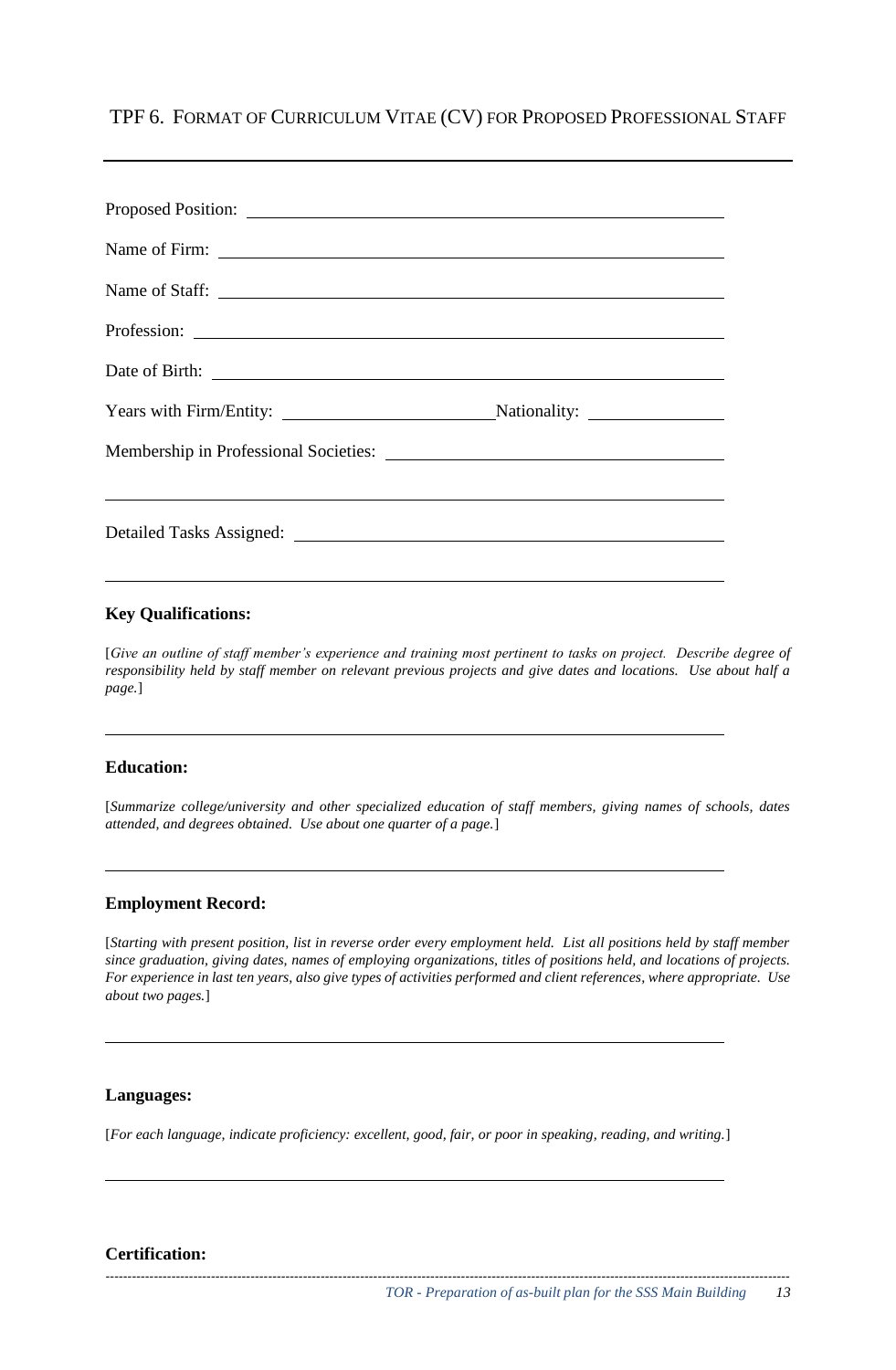## TPF 6. Format of Curriculum Vitae (CV) for Proposed Professional Staff

Proposed Position: ______________________________________________

Name of Firm: ______________________________________________

Name of Staff: ______________________________________________

Profession: ______________________________________________

Date of Birth: ______________________________________________

Years with Firm/Entity: ______________________ Nationality: ______________

Membership in Professional Societies: ______________________________

______________________________________________

Detailed Tasks Assigned: ______________________________________________

______________________________________________

**Key Qualifications:**

[*Give an outline of staff member's experience and training most pertinent to tasks on project. Describe degree of responsibility held by staff member on relevant previous projects and give dates and locations. Use about half a page.*]

______________________________________________

**Education:**

[*Summarize college/university and other specialized education of staff members, giving names of schools, dates attended, and degrees obtained. Use about one quarter of a page.*]

______________________________________________

**Employment Record:**

[*Starting with present position, list in reverse order every employment held. List all positions held by staff member since graduation, giving dates, names of employing organizations, titles of positions held, and locations of projects. For experience in last ten years, also give types of activities performed and client references, where appropriate. Use about two pages.*]

______________________________________________

**Languages:**

[*For each language, indicate proficiency: excellent, good, fair, or poor in speaking, reading, and writing.*]

______________________________________________

**Certification:**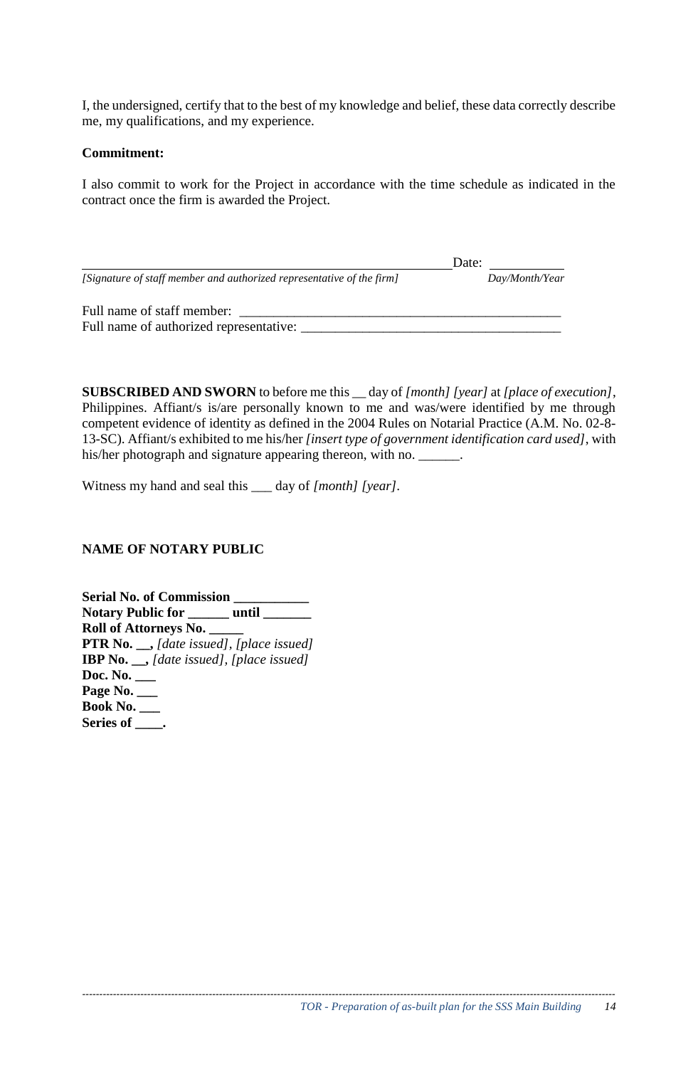I, the undersigned, certify that to the best of my knowledge and belief, these data correctly describe me, my qualifications, and my experience.

**Commitment:**

I also commit to work for the Project in accordance with the time schedule as indicated in the contract once the firm is awarded the Project.

_______________________________________________________ Date: ___________

*[Signature of staff member and authorized representative of the firm]* *Day/Month/Year*

Full name of staff member: _________________________________________________

Full name of authorized representative: ______________________________________

**SUBSCRIBED AND SWORN** to before me this __ day of *[month] [year]* at *[place of execution]*, Philippines. Affiant/s is/are personally known to me and was/were identified by me through competent evidence of identity as defined in the 2004 Rules on Notarial Practice (A.M. No. 02-8-13-SC). Affiant/s exhibited to me his/her *[insert type of government identification card used]*, with his/her photograph and signature appearing thereon, with no. ______.

Witness my hand and seal this ___ day of *[month] [year]*.

**NAME OF NOTARY PUBLIC**

**Serial No. of Commission ___________**
**Notary Public for ______ until _______**
**Roll of Attorneys No. _____**
**PTR No. __,** *[date issued], [place issued]*
**IBP No. __,** *[date issued], [place issued]*
**Doc. No. ___**
**Page No. ___**
**Book No. ___**
**Series of ____.**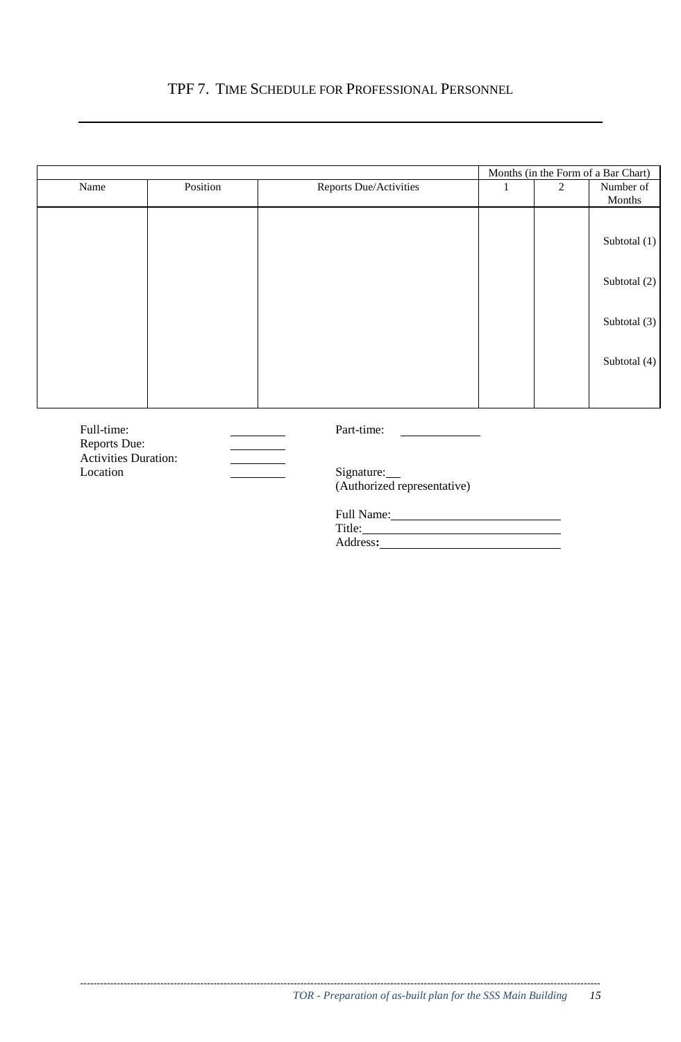# TPF 7. Time Schedule for Professional Personnel

| | | | Months (in the Form of a Bar Chart) | | |
|---|---|---|---|---|---|
| Name | Position | Reports Due/Activities | 1 | 2 | Number of Months |
| | | | | | Subtotal (1) |
| | | | | | Subtotal (2) |
| | | | | | Subtotal (3) |
| | | | | | Subtotal (4) |

Full-time: ________
Reports Due: ________
Activities Duration: ________
Location ________

Part-time: ________

Signature:__
(Authorized representative)

Full Name: ____________________
Title: ____________________
Address: ____________________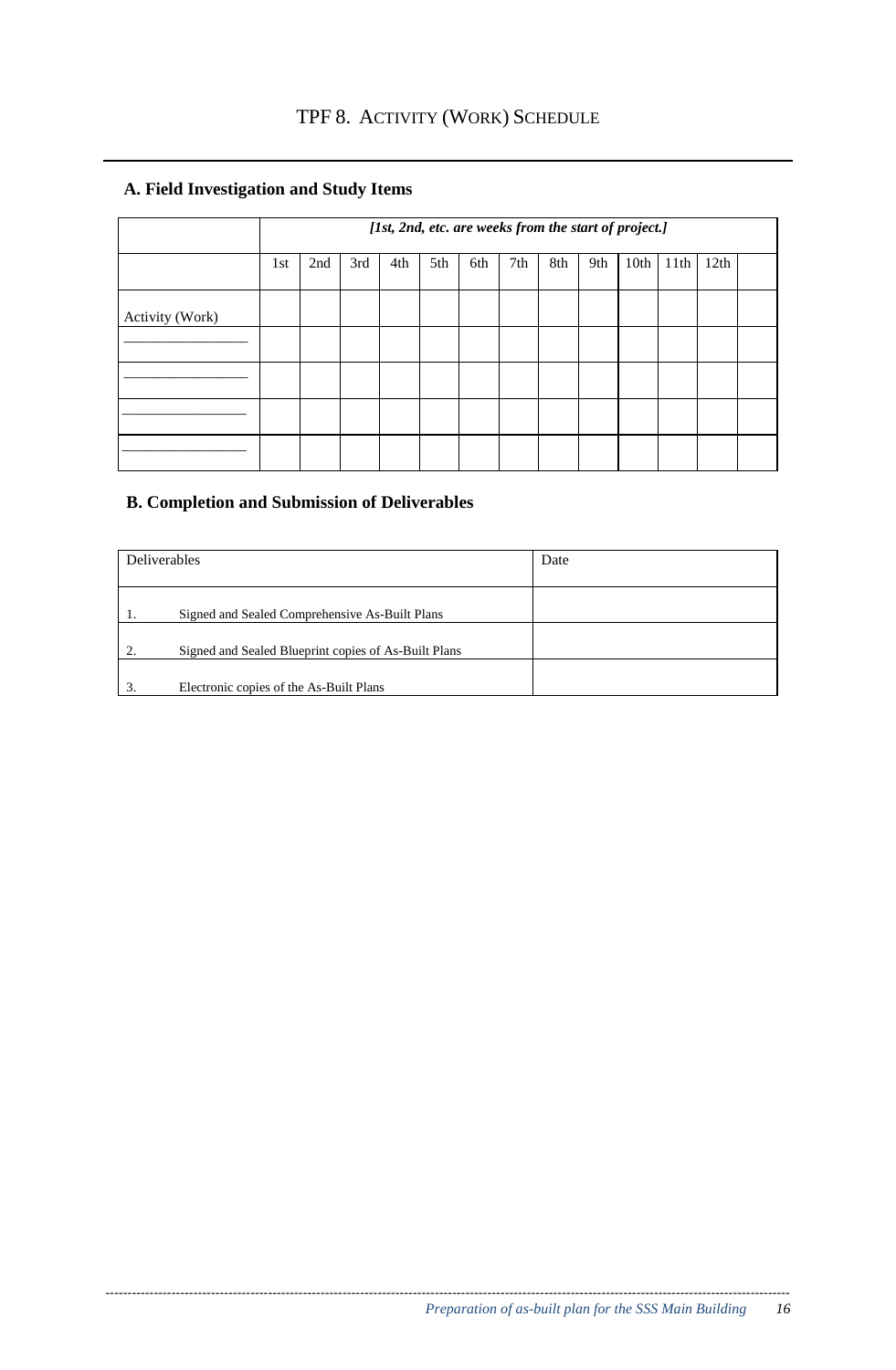# TPF 8. ACTIVITY (WORK) SCHEDULE

## A. Field Investigation and Study Items

| | *[1st, 2nd, etc. are weeks from the start of project.]* | | | | | | | | | | | | |
|---|---|---|---|---|---|---|---|---|---|---|---|---|---|
| | 1st | 2nd | 3rd | 4th | 5th | 6th | 7th | 8th | 9th | 10th | 11th | 12th | |
| Activity (Work) | | | | | | | | | | | | | |
| _______________ | | | | | | | | | | | | | |
| _______________ | | | | | | | | | | | | | |
| _______________ | | | | | | | | | | | | | |
| _______________ | | | | | | | | | | | | | |

## B. Completion and Submission of Deliverables

| Deliverables | Date |
|---|---|
| 1. Signed and Sealed Comprehensive As-Built Plans | |
| 2. Signed and Sealed Blueprint copies of As-Built Plans | |
| 3. Electronic copies of the As-Built Plans | |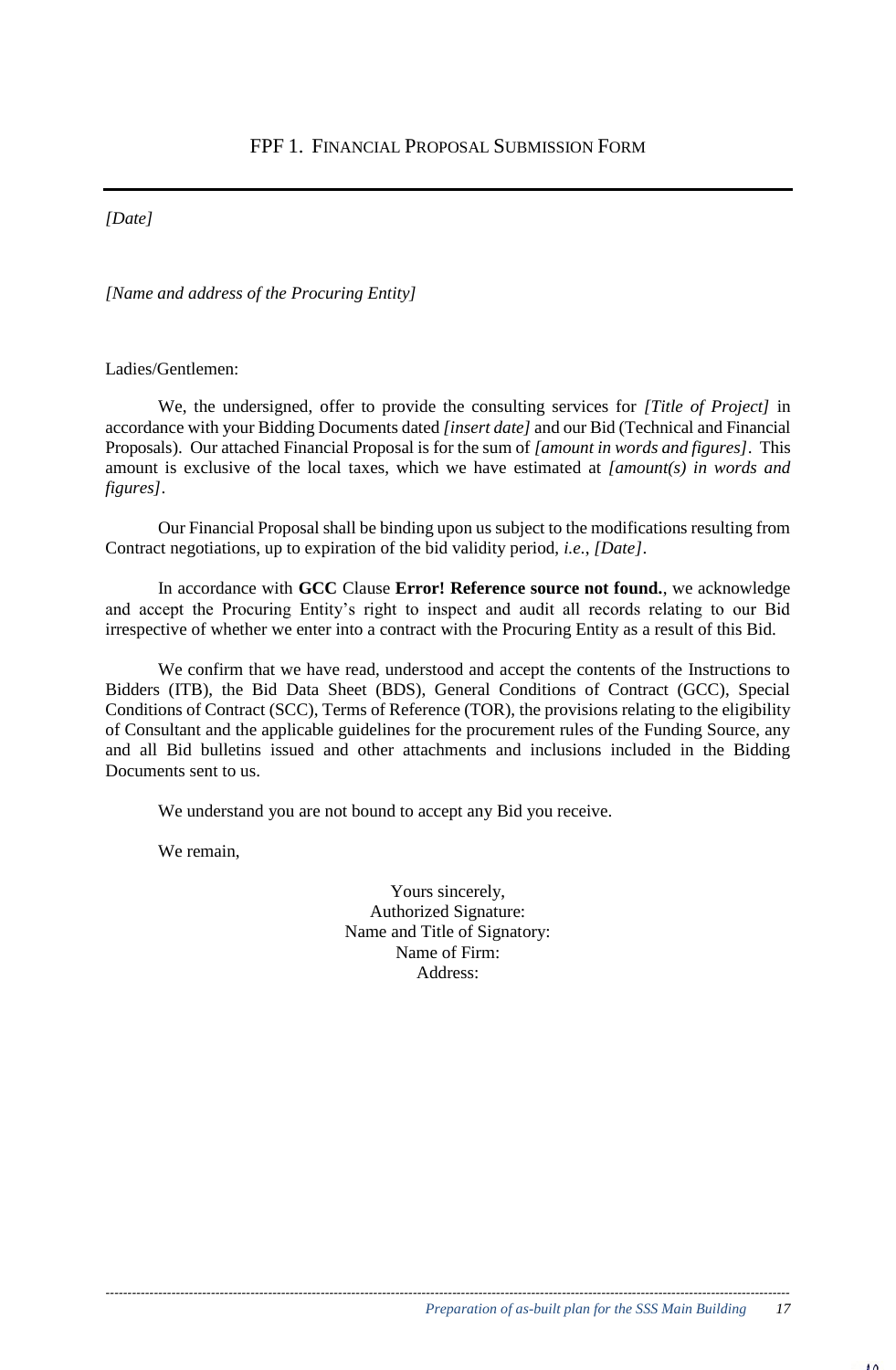## FPF 1. Financial Proposal Submission Form

*[Date]*

*[Name and address of the Procuring Entity]*

Ladies/Gentlemen:

We, the undersigned, offer to provide the consulting services for *[Title of Project]* in accordance with your Bidding Documents dated *[insert date]* and our Bid (Technical and Financial Proposals). Our attached Financial Proposal is for the sum of *[amount in words and figures]*. This amount is exclusive of the local taxes, which we have estimated at *[amount(s) in words and figures]*.

Our Financial Proposal shall be binding upon us subject to the modifications resulting from Contract negotiations, up to expiration of the bid validity period, *i.e.*, *[Date]*.

In accordance with **GCC** Clause **Error! Reference source not found.**, we acknowledge and accept the Procuring Entity's right to inspect and audit all records relating to our Bid irrespective of whether we enter into a contract with the Procuring Entity as a result of this Bid.

We confirm that we have read, understood and accept the contents of the Instructions to Bidders (ITB), the Bid Data Sheet (BDS), General Conditions of Contract (GCC), Special Conditions of Contract (SCC), Terms of Reference (TOR), the provisions relating to the eligibility of Consultant and the applicable guidelines for the procurement rules of the Funding Source, any and all Bid bulletins issued and other attachments and inclusions included in the Bidding Documents sent to us.

We understand you are not bound to accept any Bid you receive.

We remain,

Yours sincerely,
Authorized Signature:
Name and Title of Signatory:
Name of Firm:
Address: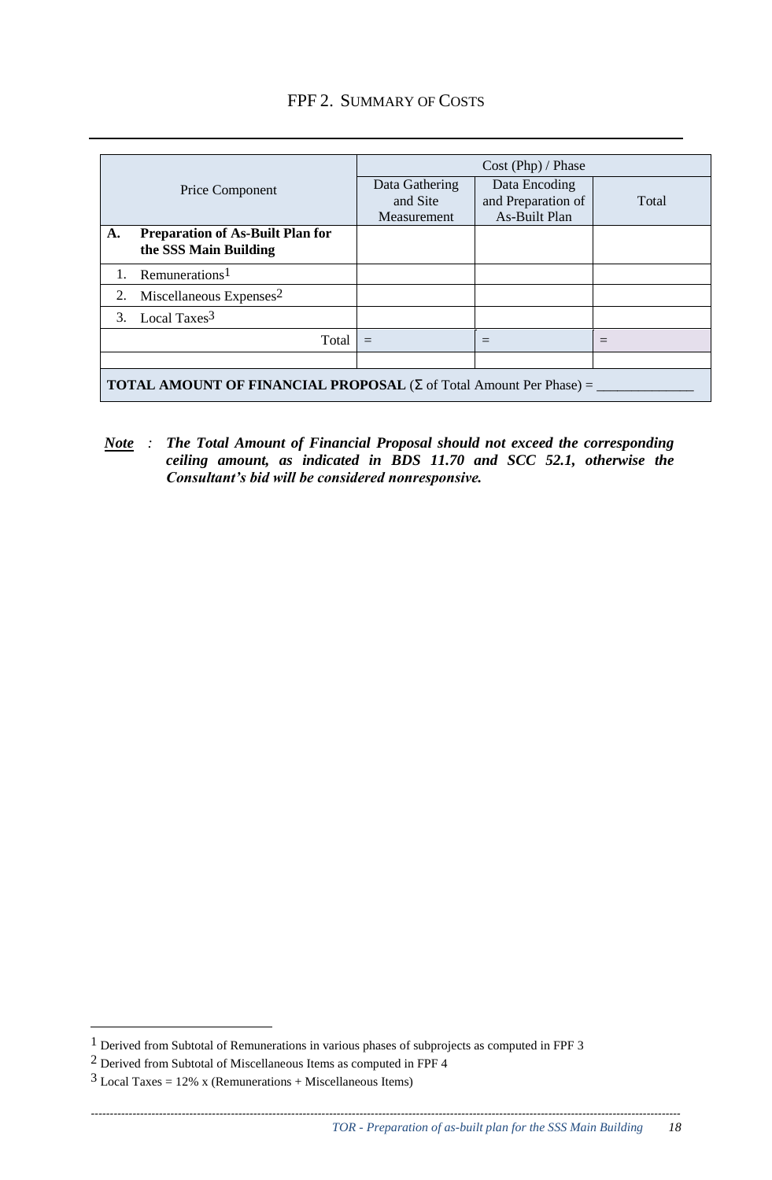## FPF 2. Summary of Costs

| Price Component | Cost (Php) / Phase | | |
|---|---|---|---|
| | Data Gathering and Site Measurement | Data Encoding and Preparation of As-Built Plan | Total |
| **A. Preparation of As-Built Plan for the SSS Main Building** | | | |
| 1. Remunerations[1] | | | |
| 2. Miscellaneous Expenses[2] | | | |
| 3. Local Taxes[3] | | | |
| Total | = | = | = |
| | | | |
| **TOTAL AMOUNT OF FINANCIAL PROPOSAL** (Σ of Total Amount Per Phase) = _____________ | | | |

***Note*** : ***The Total Amount of Financial Proposal should not exceed the corresponding ceiling amount, as indicated in BDS 11.70 and SCC 52.1, otherwise the Consultant's bid will be considered nonresponsive.***

---

[1] Derived from Subtotal of Remunerations in various phases of subprojects as computed in FPF 3

[2] Derived from Subtotal of Miscellaneous Items as computed in FPF 4

[3] Local Taxes = 12% x (Remunerations + Miscellaneous Items)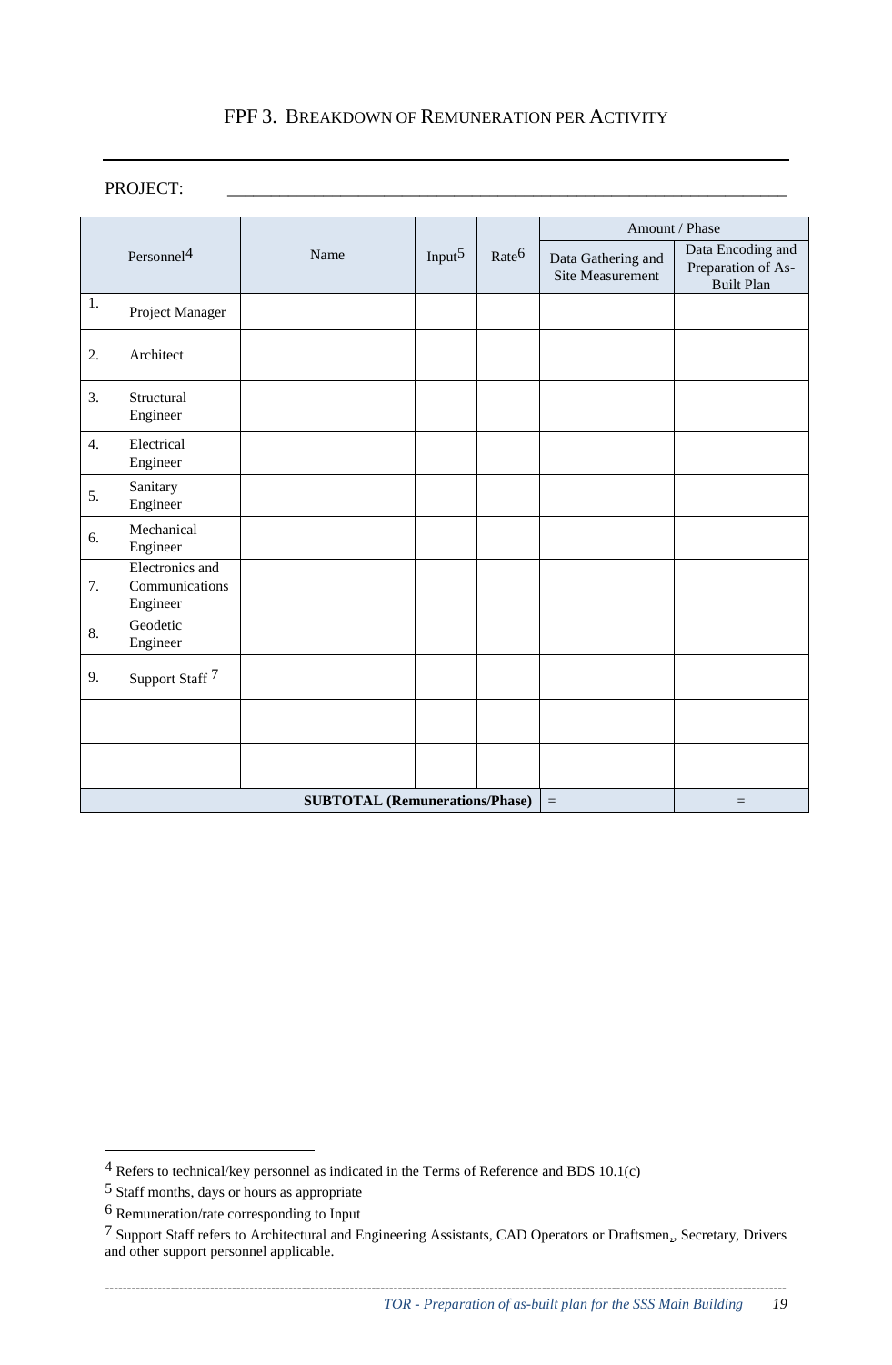# FPF 3. BREAKDOWN OF REMUNERATION PER ACTIVITY

PROJECT: \_\_\_\_\_\_\_\_\_\_\_\_\_\_\_\_\_\_\_\_\_\_\_\_\_\_\_\_\_\_\_\_\_\_\_\_\_\_\_\_\_\_\_\_\_\_\_\_\_\_\_\_\_\_\_\_\_\_\_\_\_\_\_\_

| Personnel[4] | Name | Input[5] | Rate[6] | Amount / Phase | |
|---|---|---|---|---|---|
| | | | | Data Gathering and Site Measurement | Data Encoding and Preparation of As-Built Plan |
| 1. Project Manager | | | | | |
| 2. Architect | | | | | |
| 3. Structural Engineer | | | | | |
| 4. Electrical Engineer | | | | | |
| 5. Sanitary Engineer | | | | | |
| 6. Mechanical Engineer | | | | | |
| 7. Electronics and Communications Engineer | | | | | |
| 8. Geodetic Engineer | | | | | |
| 9. Support Staff [7] | | | | | |
| | | | | | |
| | | | | | |
| | | | **SUBTOTAL (Remunerations/Phase)** | = | = |

[4] Refers to technical/key personnel as indicated in the Terms of Reference and BDS 10.1(c)

[5] Staff months, days or hours as appropriate

[6] Remuneration/rate corresponding to Input

[7] Support Staff refers to Architectural and Engineering Assistants, CAD Operators or Draftsmen,, Secretary, Drivers and other support personnel applicable.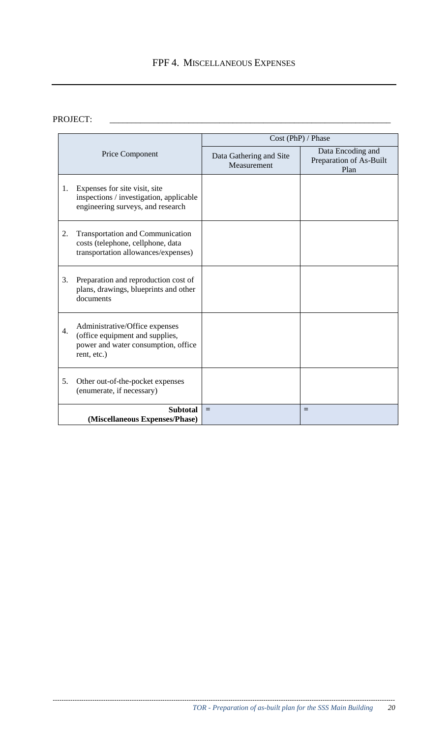# FPF 4. MISCELLANEOUS EXPENSES

PROJECT: \_\_\_\_\_\_\_\_\_\_\_\_\_\_\_\_\_\_\_\_\_\_\_\_\_\_\_\_\_\_\_\_\_\_\_\_\_\_\_\_\_\_\_\_\_\_\_\_\_\_\_\_\_\_\_\_\_\_\_\_\_\_\_\_

| Price Component | Cost (PhP) / Phase | |
|---|---|---|
| | Data Gathering and Site Measurement | Data Encoding and Preparation of As-Built Plan |
| 1. Expenses for site visit, site inspections / investigation, applicable engineering surveys, and research | | |
| 2. Transportation and Communication costs (telephone, cellphone, data transportation allowances/expenses) | | |
| 3. Preparation and reproduction cost of plans, drawings, blueprints and other documents | | |
| 4. Administrative/Office expenses (office equipment and supplies, power and water consumption, office rent, etc.) | | |
| 5. Other out-of-the-pocket expenses (enumerate, if necessary) | | |
| **Subtotal (Miscellaneous Expenses/Phase)** | = | = |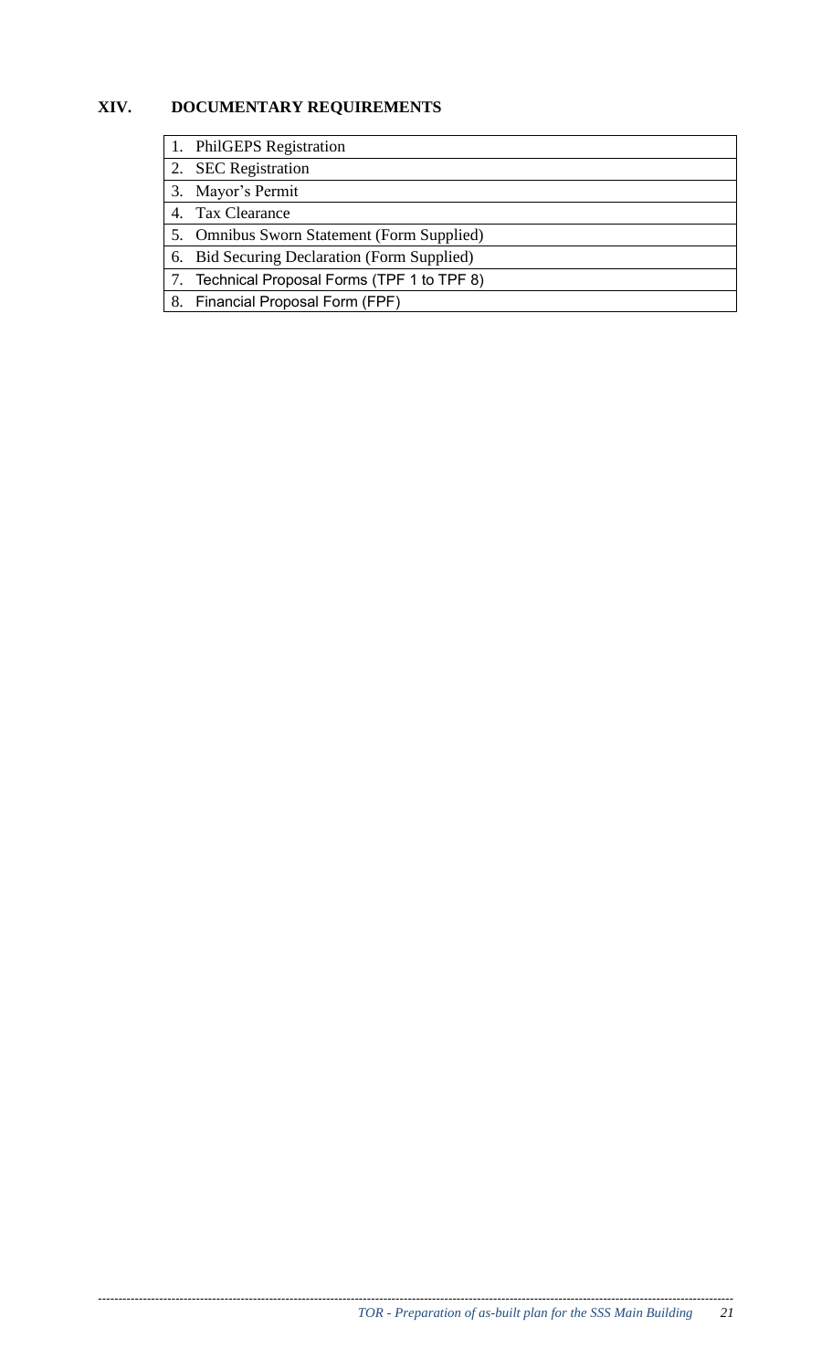## XIV. DOCUMENTARY REQUIREMENTS

| |
|---|
| 1. PhilGEPS Registration |
| 2. SEC Registration |
| 3. Mayor's Permit |
| 4. Tax Clearance |
| 5. Omnibus Sworn Statement (Form Supplied) |
| 6. Bid Securing Declaration (Form Supplied) |
| 7. Technical Proposal Forms (TPF 1 to TPF 8) |
| 8. Financial Proposal Form (FPF) |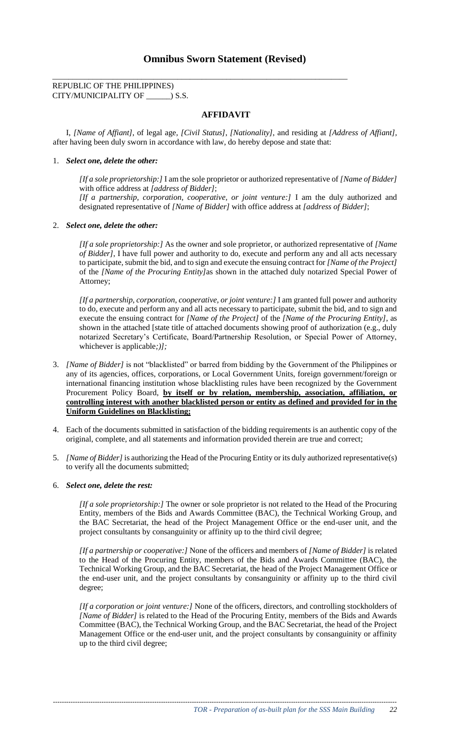## Omnibus Sworn Statement (Revised)

REPUBLIC OF THE PHILIPPINES)
CITY/MUNICIPALITY OF ______) S.S.

### AFFIDAVIT

I, *[Name of Affiant]*, of legal age, *[Civil Status]*, *[Nationality]*, and residing at *[Address of Affiant]*, after having been duly sworn in accordance with law, do hereby depose and state that:

1. ***Select one, delete the other:***

   *[If a sole proprietorship:]* I am the sole proprietor or authorized representative of *[Name of Bidder]* with office address at *[address of Bidder]*;
   *[If a partnership, corporation, cooperative, or joint venture:]* I am the duly authorized and designated representative of *[Name of Bidder]* with office address at *[address of Bidder]*;

2. ***Select one, delete the other:***

   *[If a sole proprietorship:]* As the owner and sole proprietor, or authorized representative of *[Name of Bidder]*, I have full power and authority to do, execute and perform any and all acts necessary to participate, submit the bid, and to sign and execute the ensuing contract for *[Name of the Project]* of the *[Name of the Procuring Entity]*as shown in the attached duly notarized Special Power of Attorney;

   *[If a partnership, corporation, cooperative, or joint venture:]* I am granted full power and authority to do, execute and perform any and all acts necessary to participate, submit the bid, and to sign and execute the ensuing contract for *[Name of the Project]* of the *[Name of the Procuring Entity]*, as shown in the attached [state title of attached documents showing proof of authorization (e.g., duly notarized Secretary's Certificate, Board/Partnership Resolution, or Special Power of Attorney, whichever is applicable*;)]*;

3. *[Name of Bidder]* is not "blacklisted" or barred from bidding by the Government of the Philippines or any of its agencies, offices, corporations, or Local Government Units, foreign government/foreign or international financing institution whose blacklisting rules have been recognized by the Government Procurement Policy Board, **by itself or by relation, membership, association, affiliation, or controlling interest with another blacklisted person or entity as defined and provided for in the Uniform Guidelines on Blacklisting;**

4. Each of the documents submitted in satisfaction of the bidding requirements is an authentic copy of the original, complete, and all statements and information provided therein are true and correct;

5. *[Name of Bidder]* is authorizing the Head of the Procuring Entity or its duly authorized representative(s) to verify all the documents submitted;

6. ***Select one, delete the rest:***

   *[If a sole proprietorship:]* The owner or sole proprietor is not related to the Head of the Procuring Entity, members of the Bids and Awards Committee (BAC), the Technical Working Group, and the BAC Secretariat, the head of the Project Management Office or the end-user unit, and the project consultants by consanguinity or affinity up to the third civil degree;

   *[If a partnership or cooperative:]* None of the officers and members of *[Name of Bidder]* is related to the Head of the Procuring Entity, members of the Bids and Awards Committee (BAC), the Technical Working Group, and the BAC Secretariat, the head of the Project Management Office or the end-user unit, and the project consultants by consanguinity or affinity up to the third civil degree;

   *[If a corporation or joint venture:]* None of the officers, directors, and controlling stockholders of *[Name of Bidder]* is related to the Head of the Procuring Entity, members of the Bids and Awards Committee (BAC), the Technical Working Group, and the BAC Secretariat, the head of the Project Management Office or the end-user unit, and the project consultants by consanguinity or affinity up to the third civil degree;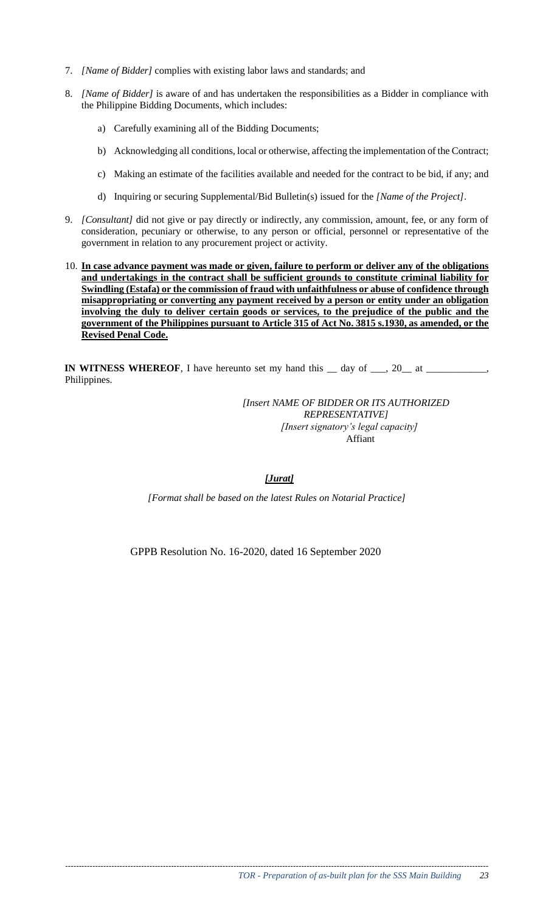7. *[Name of Bidder]* complies with existing labor laws and standards; and

8. *[Name of Bidder]* is aware of and has undertaken the responsibilities as a Bidder in compliance with the Philippine Bidding Documents, which includes:

   a) Carefully examining all of the Bidding Documents;

   b) Acknowledging all conditions, local or otherwise, affecting the implementation of the Contract;

   c) Making an estimate of the facilities available and needed for the contract to be bid, if any; and

   d) Inquiring or securing Supplemental/Bid Bulletin(s) issued for the *[Name of the Project]*.

9. *[Consultant]* did not give or pay directly or indirectly, any commission, amount, fee, or any form of consideration, pecuniary or otherwise, to any person or official, personnel or representative of the government in relation to any procurement project or activity.

10. **In case advance payment was made or given, failure to perform or deliver any of the obligations and undertakings in the contract shall be sufficient grounds to constitute criminal liability for Swindling (Estafa) or the commission of fraud with unfaithfulness or abuse of confidence through misappropriating or converting any payment received by a person or entity under an obligation involving the duly to deliver certain goods or services, to the prejudice of the public and the government of the Philippines pursuant to Article 315 of Act No. 3815 s.1930, as amended, or the Revised Penal Code.**

**IN WITNESS WHEREOF**, I have hereunto set my hand this __ day of ___, 20__ at ____________, Philippines.

*[Insert NAME OF BIDDER OR ITS AUTHORIZED REPRESENTATIVE]*
*[Insert signatory's legal capacity]*
Affiant

***[Jurat]***

*[Format shall be based on the latest Rules on Notarial Practice]*

GPPB Resolution No. 16-2020, dated 16 September 2020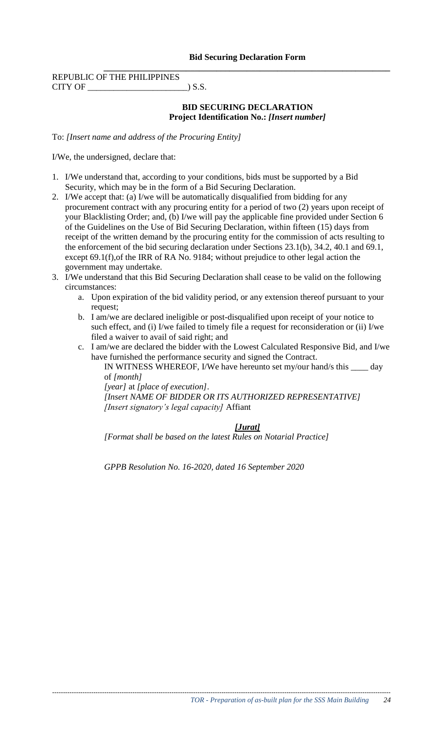**Bid Securing Declaration Form**

REPUBLIC OF THE PHILIPPINES
CITY OF _______________________) S.S.

**BID SECURING DECLARATION**
**Project Identification No.:** ***[Insert number]***

To: *[Insert name and address of the Procuring Entity]*

I/We, the undersigned, declare that:

1. I/We understand that, according to your conditions, bids must be supported by a Bid Security, which may be in the form of a Bid Securing Declaration.
2. I/We accept that: (a) I/we will be automatically disqualified from bidding for any procurement contract with any procuring entity for a period of two (2) years upon receipt of your Blacklisting Order; and, (b) I/we will pay the applicable fine provided under Section 6 of the Guidelines on the Use of Bid Securing Declaration, within fifteen (15) days from receipt of the written demand by the procuring entity for the commission of acts resulting to the enforcement of the bid securing declaration under Sections 23.1(b), 34.2, 40.1 and 69.1, except 69.1(f),of the IRR of RA No. 9184; without prejudice to other legal action the government may undertake.
3. I/We understand that this Bid Securing Declaration shall cease to be valid on the following circumstances:
   a. Upon expiration of the bid validity period, or any extension thereof pursuant to your request;
   b. I am/we are declared ineligible or post-disqualified upon receipt of your notice to such effect, and (i) I/we failed to timely file a request for reconsideration or (ii) I/we filed a waiver to avail of said right; and
   c. I am/we are declared the bidder with the Lowest Calculated Responsive Bid, and I/we have furnished the performance security and signed the Contract.

IN WITNESS WHEREOF, I/We have hereunto set my/our hand/s this ____ day of *[month]*
*[year]* at *[place of execution]*.
*[Insert NAME OF BIDDER OR ITS AUTHORIZED REPRESENTATIVE]*
*[Insert signatory's legal capacity]* Affiant

***[Jurat]***
*[Format shall be based on the latest Rules on Notarial Practice]*

*GPPB Resolution No. 16-2020, dated 16 September 2020*